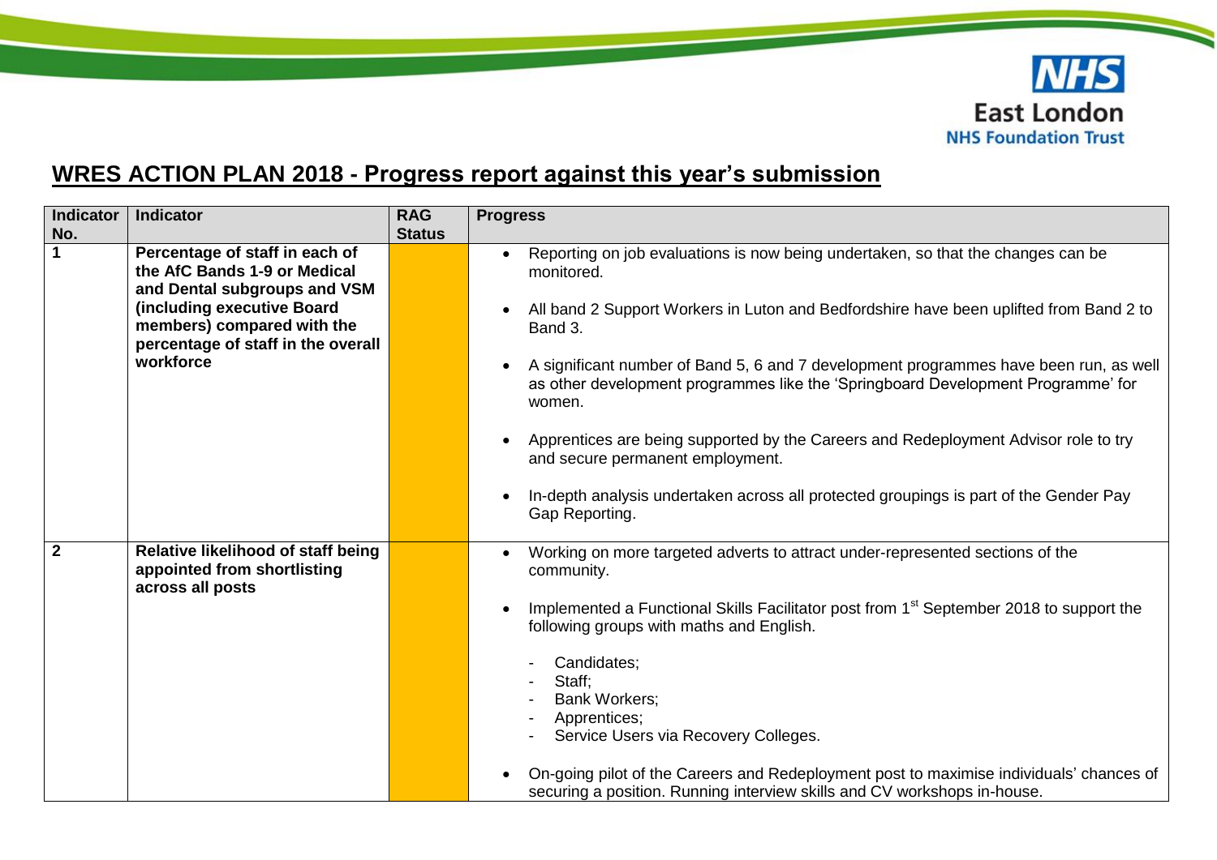## WRES ACTION PLAN 2018 - Progress report against this year's submission

| Indicator No. | Indicator | RAG Status | Progress |
|---|---|---|---|
| 1 | **Percentage of staff in each of the AfC Bands 1-9 or Medical and Dental subgroups and VSM (including executive Board members) compared with the percentage of staff in the overall workforce** | | • Reporting on job evaluations is now being undertaken, so that the changes can be monitored.<br>• All band 2 Support Workers in Luton and Bedfordshire have been uplifted from Band 2 to Band 3.<br>• A significant number of Band 5, 6 and 7 development programmes have been run, as well as other development programmes like the 'Springboard Development Programme' for women.<br>• Apprentices are being supported by the Careers and Redeployment Advisor role to try and secure permanent employment.<br>• In-depth analysis undertaken across all protected groupings is part of the Gender Pay Gap Reporting. |
| 2 | **Relative likelihood of staff being appointed from shortlisting across all posts** | | • Working on more targeted adverts to attract under-represented sections of the community.<br>• Implemented a Functional Skills Facilitator post from 1st September 2018 to support the following groups with maths and English.<br>- Candidates;<br>- Staff;<br>- Bank Workers;<br>- Apprentices;<br>- Service Users via Recovery Colleges.<br>• On-going pilot of the Careers and Redeployment post to maximise individuals' chances of securing a position. Running interview skills and CV workshops in-house. |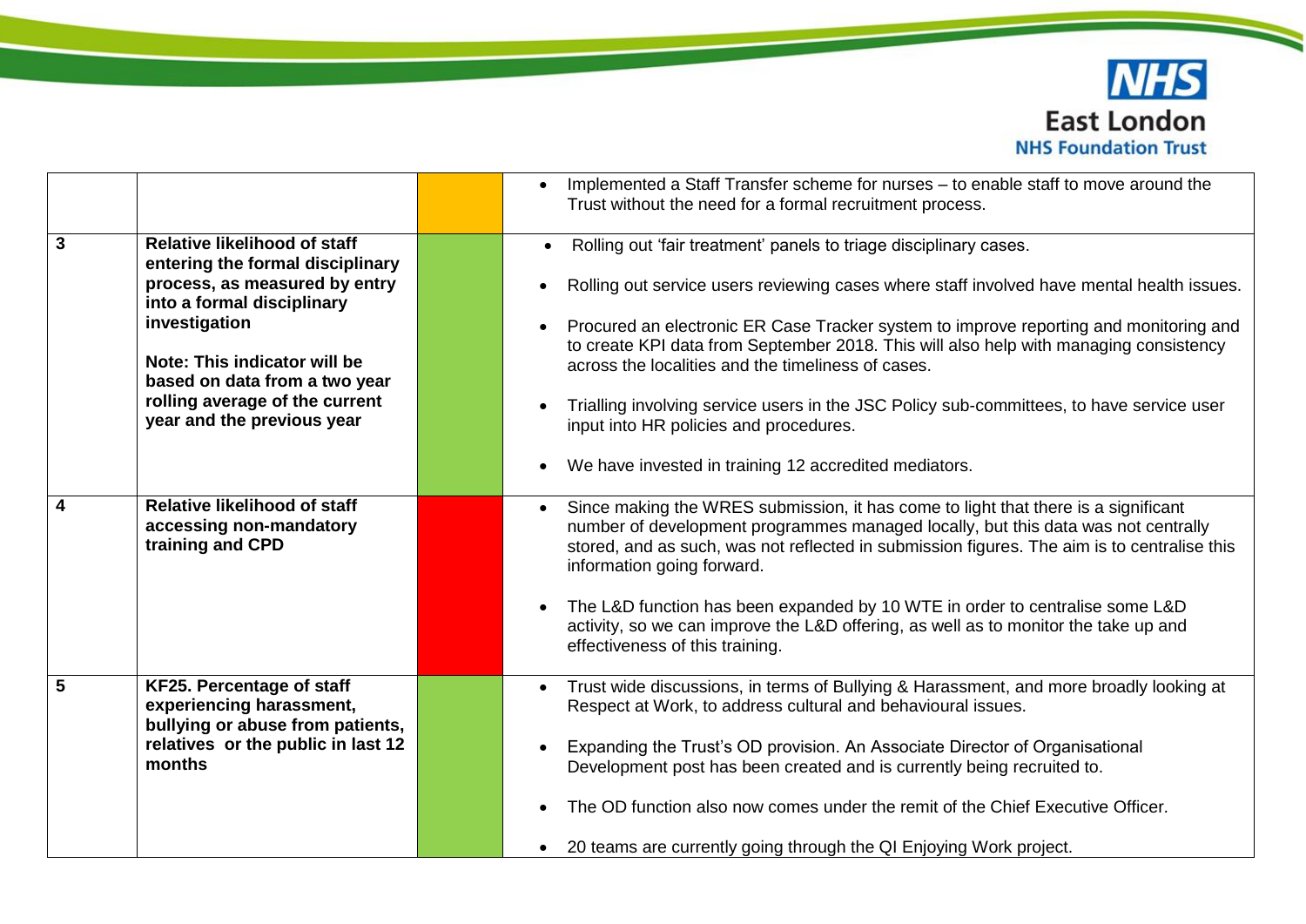| | | | |
|---|---|---|---|
| | | | • Implemented a Staff Transfer scheme for nurses – to enable staff to move around the Trust without the need for a formal recruitment process. |
| **3** | **Relative likelihood of staff entering the formal disciplinary process, as measured by entry into a formal disciplinary investigation**<br><br>**Note: This indicator will be based on data from a two year rolling average of the current year and the previous year** | | • Rolling out 'fair treatment' panels to triage disciplinary cases.<br><br>• Rolling out service users reviewing cases where staff involved have mental health issues.<br><br>• Procured an electronic ER Case Tracker system to improve reporting and monitoring and to create KPI data from September 2018. This will also help with managing consistency across the localities and the timeliness of cases.<br><br>• Trialling involving service users in the JSC Policy sub-committees, to have service user input into HR policies and procedures.<br><br>• We have invested in training 12 accredited mediators. |
| **4** | **Relative likelihood of staff accessing non-mandatory training and CPD** | | • Since making the WRES submission, it has come to light that there is a significant number of development programmes managed locally, but this data was not centrally stored, and as such, was not reflected in submission figures. The aim is to centralise this information going forward.<br><br>• The L&D function has been expanded by 10 WTE in order to centralise some L&D activity, so we can improve the L&D offering, as well as to monitor the take up and effectiveness of this training. |
| **5** | **KF25. Percentage of staff experiencing harassment, bullying or abuse from patients, relatives or the public in last 12 months** | | • Trust wide discussions, in terms of Bullying & Harassment, and more broadly looking at Respect at Work, to address cultural and behavioural issues.<br><br>• Expanding the Trust's OD provision. An Associate Director of Organisational Development post has been created and is currently being recruited to.<br><br>• The OD function also now comes under the remit of the Chief Executive Officer.<br><br>• 20 teams are currently going through the QI Enjoying Work project. |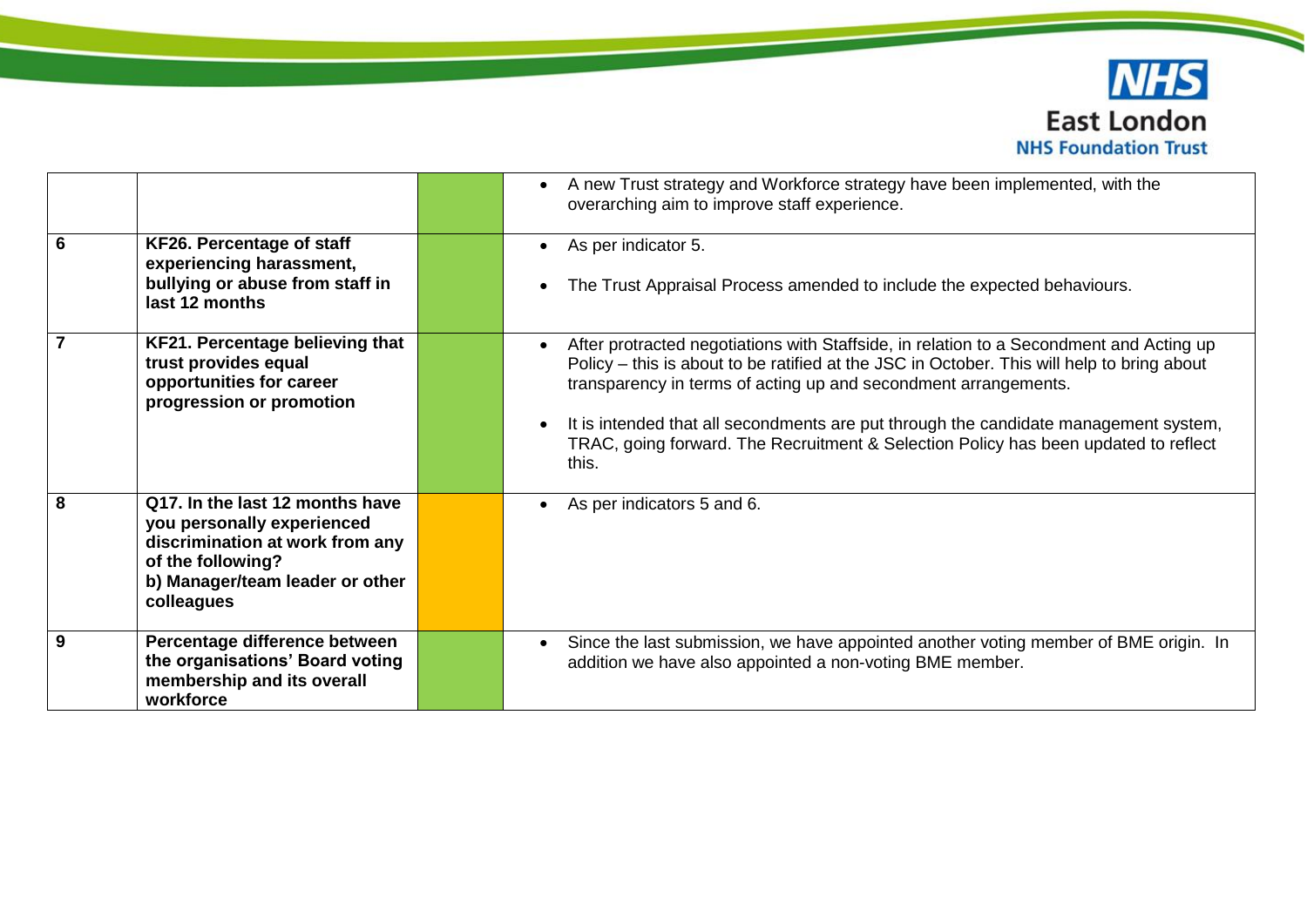| | | | |
|---|---|---|---|
| | | | • A new Trust strategy and Workforce strategy have been implemented, with the overarching aim to improve staff experience. |
| 6 | **KF26. Percentage of staff experiencing harassment, bullying or abuse from staff in last 12 months** | | • As per indicator 5.<br>• The Trust Appraisal Process amended to include the expected behaviours. |
| 7 | **KF21. Percentage believing that trust provides equal opportunities for career progression or promotion** | | • After protracted negotiations with Staffside, in relation to a Secondment and Acting up Policy – this is about to be ratified at the JSC in October. This will help to bring about transparency in terms of acting up and secondment arrangements.<br>• It is intended that all secondments are put through the candidate management system, TRAC, going forward. The Recruitment & Selection Policy has been updated to reflect this. |
| 8 | **Q17. In the last 12 months have you personally experienced discrimination at work from any of the following?<br>b) Manager/team leader or other colleagues** | | • As per indicators 5 and 6. |
| 9 | **Percentage difference between the organisations' Board voting membership and its overall workforce** | | • Since the last submission, we have appointed another voting member of BME origin. In addition we have also appointed a non-voting BME member. |